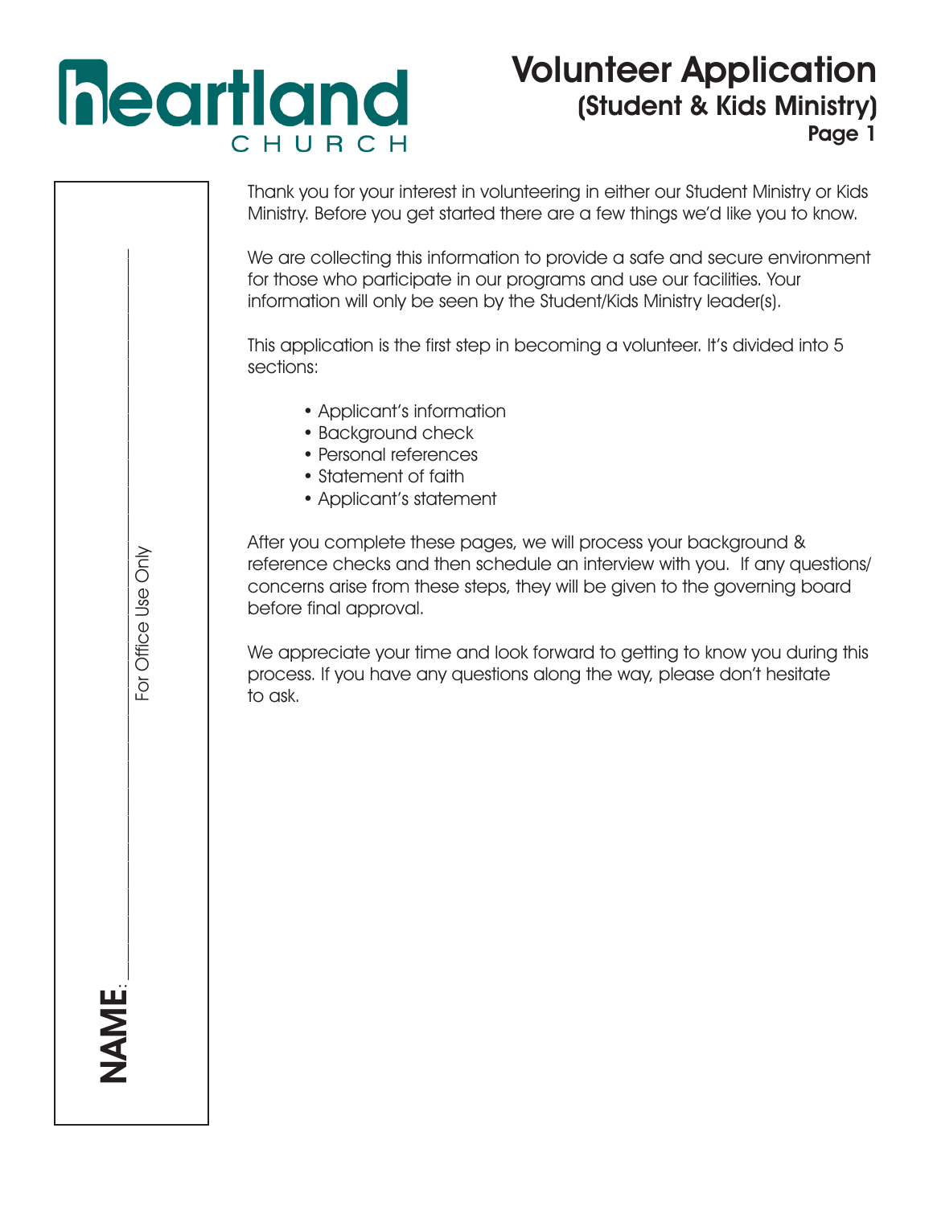# heartland CHURCH

## Volunteer Application
### (Student & Kids Ministry)
**Page 1**

Thank you for your interest in volunteering in either our Student Ministry or Kids Ministry. Before you get started there are a few things we'd like you to know.

We are collecting this information to provide a safe and secure environment for those who participate in our programs and use our facilities. Your information will only be seen by the Student/Kids Ministry leader(s).

This application is the first step in becoming a volunteer. It's divided into 5 sections:

- Applicant's information
- Background check
- Personal references
- Statement of faith
- Applicant's statement

After you complete these pages, we will process your background & reference checks and then schedule an interview with you. If any questions/ concerns arise from these steps, they will be given to the governing board before final approval.

We appreciate your time and look forward to getting to know you during this process. If you have any questions along the way, please don't hesitate to ask.

**NAME:** ______________________________ For Office Use Only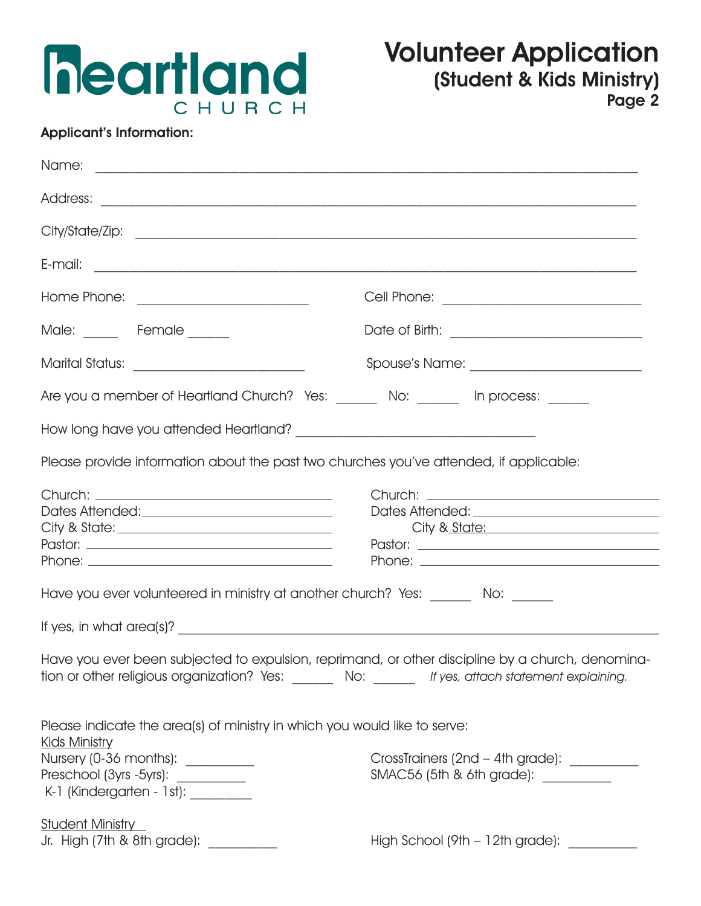# heartland CHURCH

# Volunteer Application
## (Student & Kids Ministry)
### Page 2

**Applicant's Information:**

Name: ____________________________________________

Address: ____________________________________________

City/State/Zip: ____________________________________________

E-mail: ____________________________________________

Home Phone: ____________________ Cell Phone: ____________________

Male: _____ Female _____ Date of Birth: ____________________

Marital Status: ____________________ Spouse's Name: ____________________

Are you a member of Heartland Church? Yes: _____ No: _____ In process: _____

How long have you attended Heartland? ____________________

Please provide information about the past two churches you've attended, if applicable:

Church: ____________________
Dates Attended: ____________________
City & State: ____________________
Pastor: ____________________
Phone: ____________________

Church: ____________________
Dates Attended: ____________________
City & State: ____________________
Pastor: ____________________
Phone: ____________________

Have you ever volunteered in ministry at another church? Yes: _____ No: _____

If yes, in what area(s)? ____________________________________________

Have you ever been subjected to expulsion, reprimand, or other discipline by a church, denomination or other religious organization? Yes: _____ No: _____ *If yes, attach statement explaining.*

Please indicate the area(s) of ministry in which you would like to serve:

Kids Ministry

Nursery (0-36 months): _________
Preschool (3yrs -5yrs): _________
K-1 (Kindergarten - 1st): _________
CrossTrainers (2nd – 4th grade): _________
SMAC56 (5th & 6th grade): _________

Student Ministry

Jr. High (7th & 8th grade): _________
High School (9th – 12th grade): _________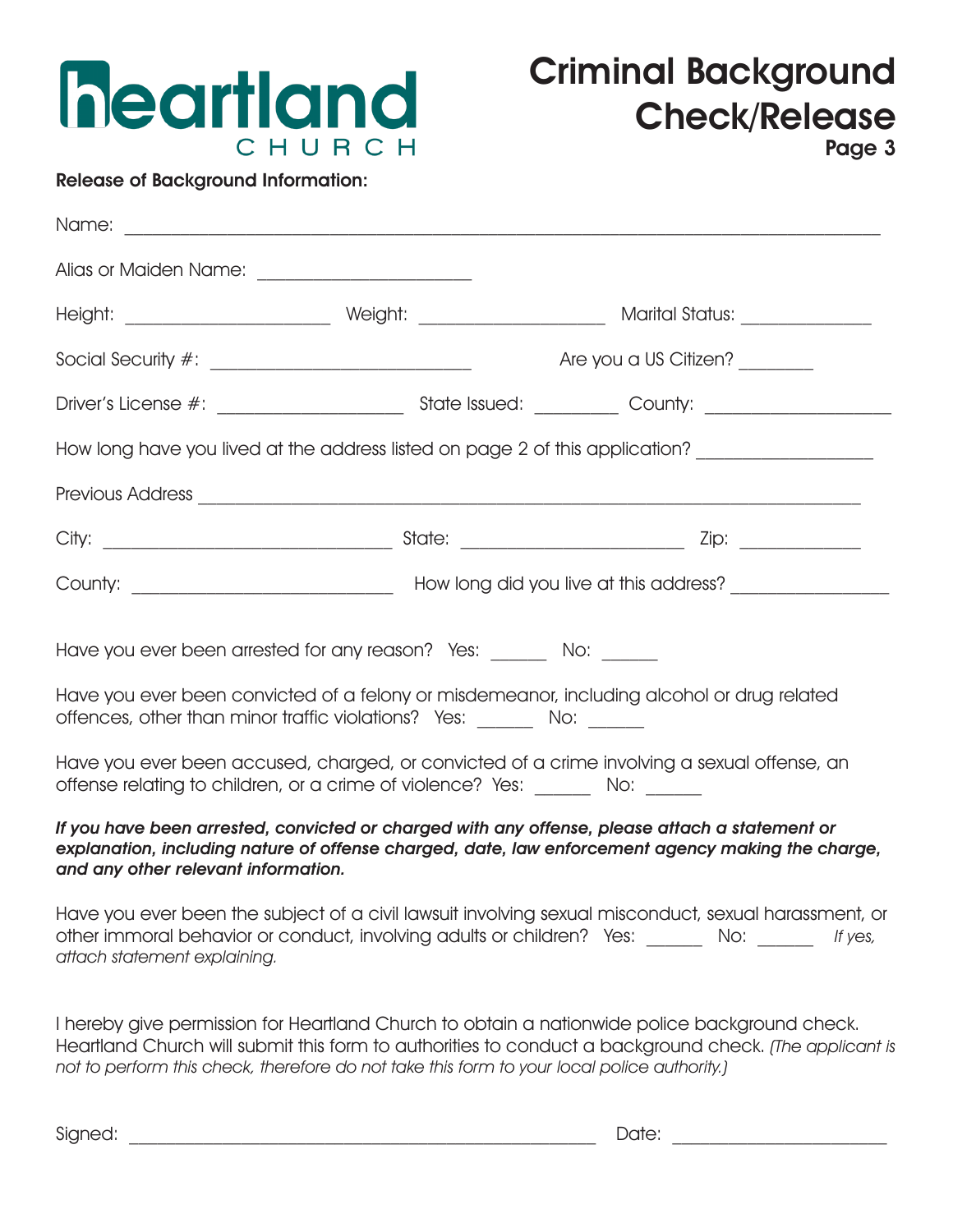# heartland CHURCH

# Criminal Background Check/Release

**Page 3**

**Release of Background Information:**

Name: ____________________________________________________________________________

Alias or Maiden Name: ______________________

Height: ____________________ Weight: ___________________ Marital Status: _____________

Social Security #: __________________________ Are you a US Citizen? ________

Driver's License #: ___________________ State Issued: _________ County: ___________________

How long have you lived at the address listed on page 2 of this application? _________________

Previous Address _______________________________________________________________________

City: _____________________________ State: ______________________ Zip: ____________

County: __________________________ How long did you live at this address? _______________

Have you ever been arrested for any reason? Yes: ______ No: ______

Have you ever been convicted of a felony or misdemeanor, including alcohol or drug related offences, other than minor traffic violations? Yes: ______ No: ______

Have you ever been accused, charged, or convicted of a crime involving a sexual offense, an offense relating to children, or a crime of violence? Yes: ______ No: ______

***If you have been arrested, convicted or charged with any offense, please attach a statement or explanation, including nature of offense charged, date, law enforcement agency making the charge, and any other relevant information.***

Have you ever been the subject of a civil lawsuit involving sexual misconduct, sexual harassment, or other immoral behavior or conduct, involving adults or children? Yes: ______ No: ______ *If yes, attach statement explaining.*

I hereby give permission for Heartland Church to obtain a nationwide police background check. Heartland Church will submit this form to authorities to conduct a background check. *(The applicant is not to perform this check, therefore do not take this form to your local police authority.)*

Signed: ______________________________________________ Date: ______________________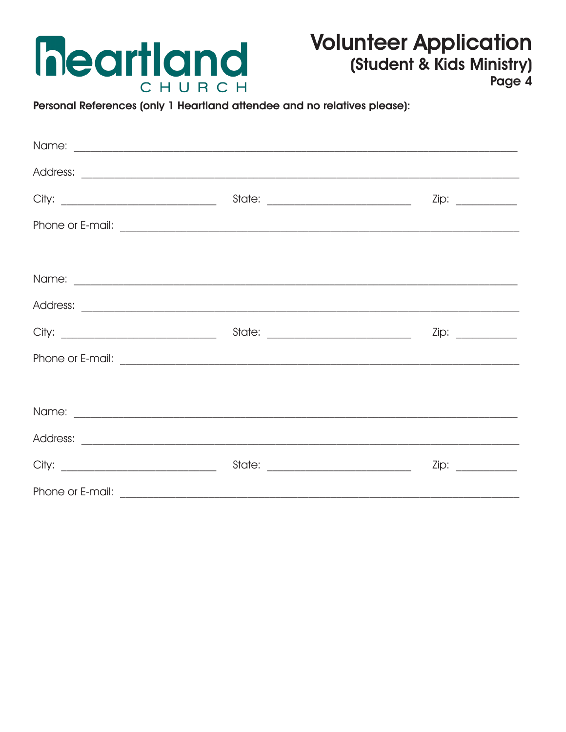# heartland CHURCH

## Volunteer Application
### (Student & Kids Ministry)
**Page 4**

**Personal References (only 1 Heartland attendee and no relatives please):**

Name: ______________________________________________

Address: ______________________________________________

City: ____________________ State: ____________________ Zip: __________

Phone or E-mail: ______________________________________________

Name: ______________________________________________

Address: ______________________________________________

City: ____________________ State: ____________________ Zip: __________

Phone or E-mail: ______________________________________________

Name: ______________________________________________

Address: ______________________________________________

City: ____________________ State: ____________________ Zip: __________

Phone or E-mail: ______________________________________________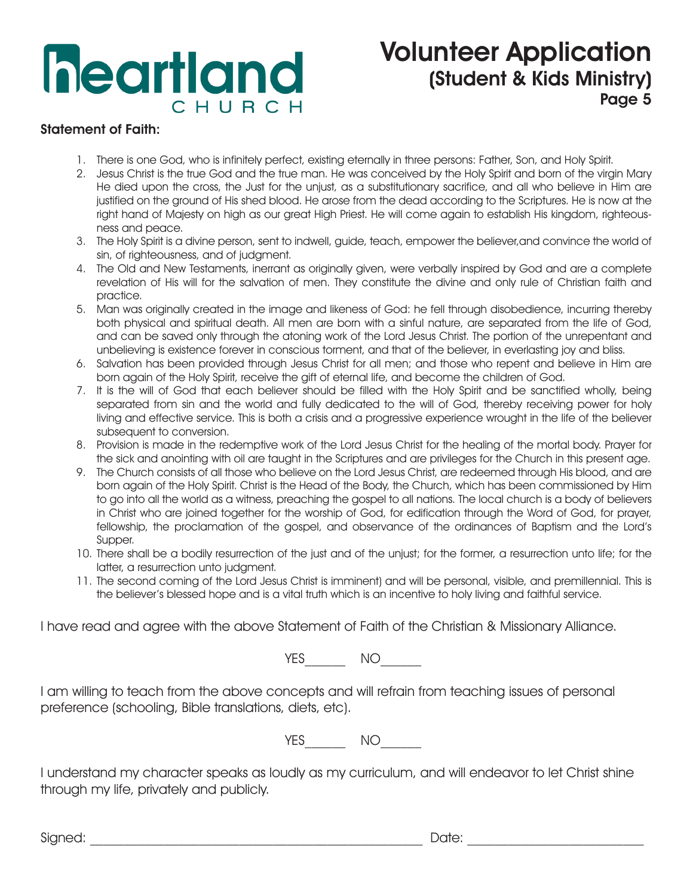# heartland CHURCH

## Volunteer Application (Student & Kids Ministry)

### Page 5

**Statement of Faith:**

1. There is one God, who is infinitely perfect, existing eternally in three persons: Father, Son, and Holy Spirit.
2. Jesus Christ is the true God and the true man. He was conceived by the Holy Spirit and born of the virgin Mary He died upon the cross, the Just for the unjust, as a substitutionary sacrifice, and all who believe in Him are justified on the ground of His shed blood. He arose from the dead according to the Scriptures. He is now at the right hand of Majesty on high as our great High Priest. He will come again to establish His kingdom, righteousness and peace.
3. The Holy Spirit is a divine person, sent to indwell, guide, teach, empower the believer,and convince the world of sin, of righteousness, and of judgment.
4. The Old and New Testaments, inerrant as originally given, were verbally inspired by God and are a complete revelation of His will for the salvation of men. They constitute the divine and only rule of Christian faith and practice.
5. Man was originally created in the image and likeness of God: he fell through disobedience, incurring thereby both physical and spiritual death. All men are born with a sinful nature, are separated from the life of God, and can be saved only through the atoning work of the Lord Jesus Christ. The portion of the unrepentant and unbelieving is existence forever in conscious torment, and that of the believer, in everlasting joy and bliss.
6. Salvation has been provided through Jesus Christ for all men; and those who repent and believe in Him are born again of the Holy Spirit, receive the gift of eternal life, and become the children of God.
7. It is the will of God that each believer should be filled with the Holy Spirit and be sanctified wholly, being separated from sin and the world and fully dedicated to the will of God, thereby receiving power for holy living and effective service. This is both a crisis and a progressive experience wrought in the life of the believer subsequent to conversion.
8. Provision is made in the redemptive work of the Lord Jesus Christ for the healing of the mortal body. Prayer for the sick and anointing with oil are taught in the Scriptures and are privileges for the Church in this present age.
9. The Church consists of all those who believe on the Lord Jesus Christ, are redeemed through His blood, and are born again of the Holy Spirit. Christ is the Head of the Body, the Church, which has been commissioned by Him to go into all the world as a witness, preaching the gospel to all nations. The local church is a body of believers in Christ who are joined together for the worship of God, for edification through the Word of God, for prayer, fellowship, the proclamation of the gospel, and observance of the ordinances of Baptism and the Lord's Supper.
10. There shall be a bodily resurrection of the just and of the unjust; for the former, a resurrection unto life; for the latter, a resurrection unto judgment.
11. The second coming of the Lord Jesus Christ is imminent) and will be personal, visible, and premillennial. This is the believer's blessed hope and is a vital truth which is an incentive to holy living and faithful service.

I have read and agree with the above Statement of Faith of the Christian & Missionary Alliance.

YES______ NO______

I am willing to teach from the above concepts and will refrain from teaching issues of personal preference (schooling, Bible translations, diets, etc).

YES______ NO______

I understand my character speaks as loudly as my curriculum, and will endeavor to let Christ shine through my life, privately and publicly.

Signed: ____________________________________________ Date: ______________________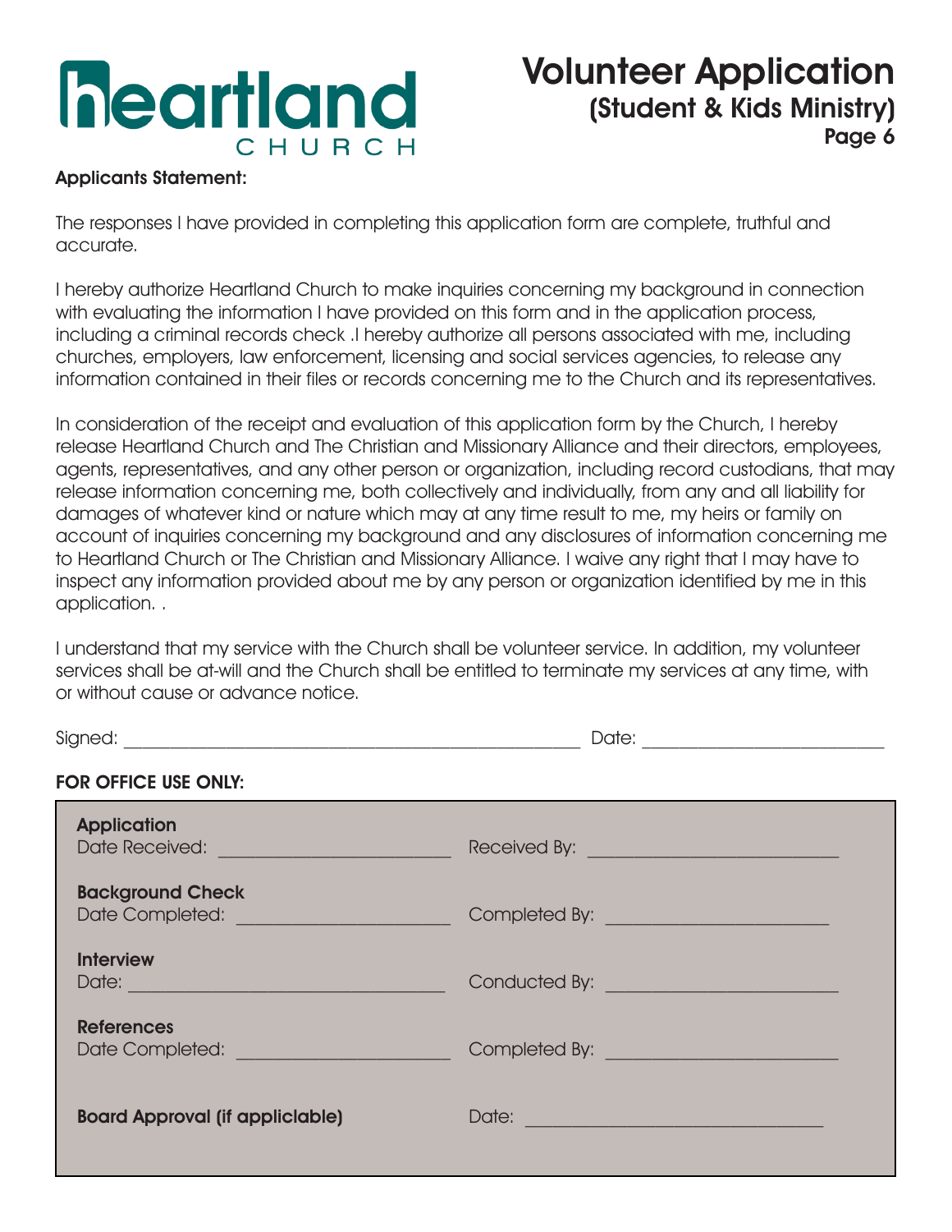# heartland CHURCH

## Volunteer Application
### (Student & Kids Ministry)
**Page 6**

**Applicants Statement:**

The responses I have provided in completing this application form are complete, truthful and accurate.

I hereby authorize Heartland Church to make inquiries concerning my background in connection with evaluating the information I have provided on this form and in the application process, including a criminal records check .I hereby authorize all persons associated with me, including churches, employers, law enforcement, licensing and social services agencies, to release any information contained in their files or records concerning me to the Church and its representatives.

In consideration of the receipt and evaluation of this application form by the Church, I hereby release Heartland Church and The Christian and Missionary Alliance and their directors, employees, agents, representatives, and any other person or organization, including record custodians, that may release information concerning me, both collectively and individually, from any and all liability for damages of whatever kind or nature which may at any time result to me, my heirs or family on account of inquiries concerning my background and any disclosures of information concerning me to Heartland Church or The Christian and Missionary Alliance. I waive any right that I may have to inspect any information provided about me by any person or organization identified by me in this application. .

I understand that my service with the Church shall be volunteer service. In addition, my volunteer services shall be at-will and the Church shall be entitled to terminate my services at any time, with or without cause or advance notice.

Signed: ______________________________ Date: ____________________

**FOR OFFICE USE ONLY:**

**Application**
Date Received: ____________________ Received By: ____________________

**Background Check**
Date Completed: ____________________ Completed By: ____________________

**Interview**
Date: ____________________ Conducted By: ____________________

**References**
Date Completed: ____________________ Completed By: ____________________

**Board Approval (if applicable)** Date: ____________________